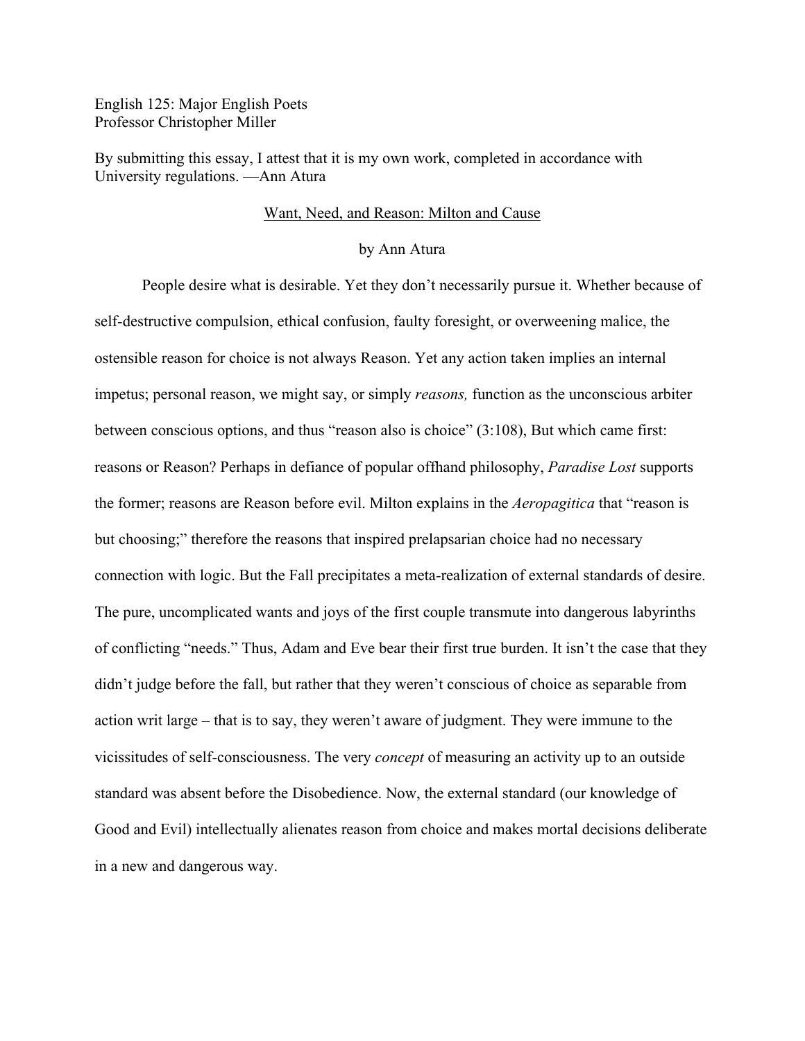English 125: Major English Poets
Professor Christopher Miller

By submitting this essay, I attest that it is my own work, completed in accordance with University regulations. —Ann Atura

<u>Want, Need, and Reason: Milton and Cause</u>

by Ann Atura

People desire what is desirable. Yet they don't necessarily pursue it. Whether because of self-destructive compulsion, ethical confusion, faulty foresight, or overweening malice, the ostensible reason for choice is not always Reason. Yet any action taken implies an internal impetus; personal reason, we might say, or simply *reasons,* function as the unconscious arbiter between conscious options, and thus "reason also is choice" (3:108), But which came first: reasons or Reason? Perhaps in defiance of popular offhand philosophy, *Paradise Lost* supports the former; reasons are Reason before evil. Milton explains in the *Aeropagitica* that "reason is but choosing;" therefore the reasons that inspired prelapsarian choice had no necessary connection with logic. But the Fall precipitates a meta-realization of external standards of desire. The pure, uncomplicated wants and joys of the first couple transmute into dangerous labyrinths of conflicting "needs." Thus, Adam and Eve bear their first true burden. It isn't the case that they didn't judge before the fall, but rather that they weren't conscious of choice as separable from action writ large – that is to say, they weren't aware of judgment. They were immune to the vicissitudes of self-consciousness. The very *concept* of measuring an activity up to an outside standard was absent before the Disobedience. Now, the external standard (our knowledge of Good and Evil) intellectually alienates reason from choice and makes mortal decisions deliberate in a new and dangerous way.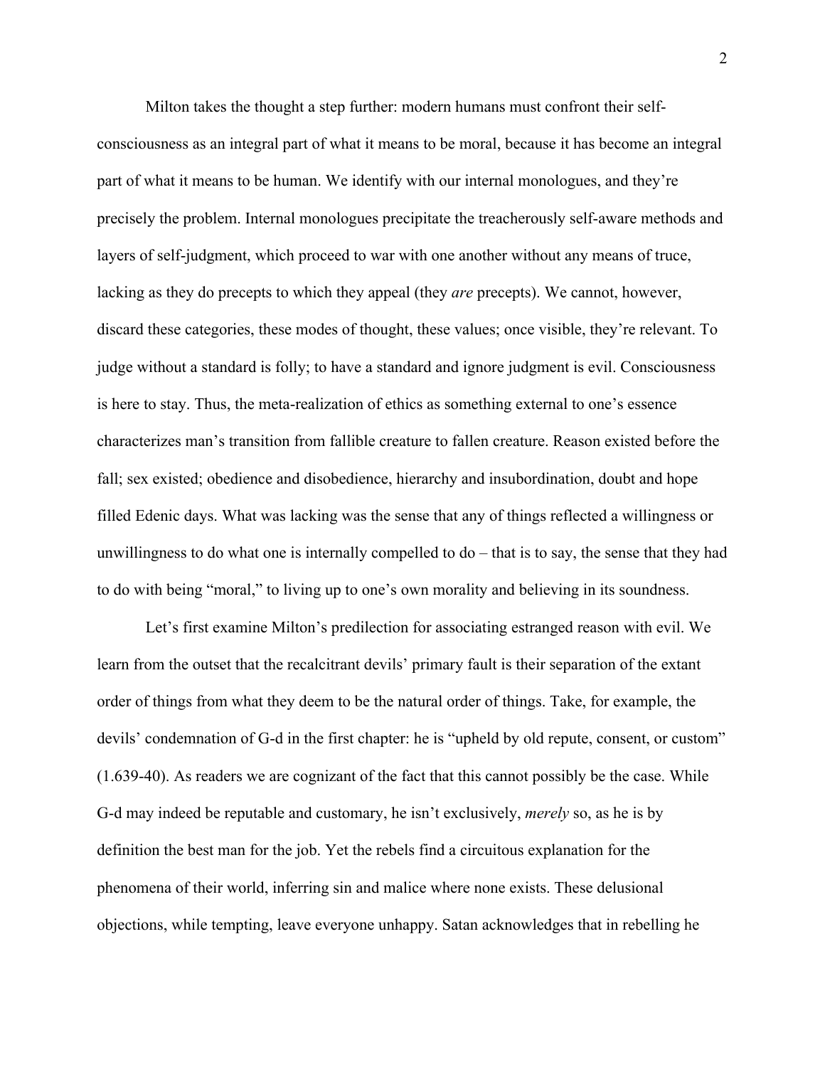Milton takes the thought a step further: modern humans must confront their self-consciousness as an integral part of what it means to be moral, because it has become an integral part of what it means to be human. We identify with our internal monologues, and they're precisely the problem. Internal monologues precipitate the treacherously self-aware methods and layers of self-judgment, which proceed to war with one another without any means of truce, lacking as they do precepts to which they appeal (they *are* precepts). We cannot, however, discard these categories, these modes of thought, these values; once visible, they're relevant. To judge without a standard is folly; to have a standard and ignore judgment is evil. Consciousness is here to stay. Thus, the meta-realization of ethics as something external to one's essence characterizes man's transition from fallible creature to fallen creature. Reason existed before the fall; sex existed; obedience and disobedience, hierarchy and insubordination, doubt and hope filled Edenic days. What was lacking was the sense that any of things reflected a willingness or unwillingness to do what one is internally compelled to do – that is to say, the sense that they had to do with being "moral," to living up to one's own morality and believing in its soundness.

Let's first examine Milton's predilection for associating estranged reason with evil. We learn from the outset that the recalcitrant devils' primary fault is their separation of the extant order of things from what they deem to be the natural order of things. Take, for example, the devils' condemnation of G-d in the first chapter: he is "upheld by old repute, consent, or custom" (1.639-40). As readers we are cognizant of the fact that this cannot possibly be the case. While G-d may indeed be reputable and customary, he isn't exclusively, *merely* so, as he is by definition the best man for the job. Yet the rebels find a circuitous explanation for the phenomena of their world, inferring sin and malice where none exists. These delusional objections, while tempting, leave everyone unhappy. Satan acknowledges that in rebelling he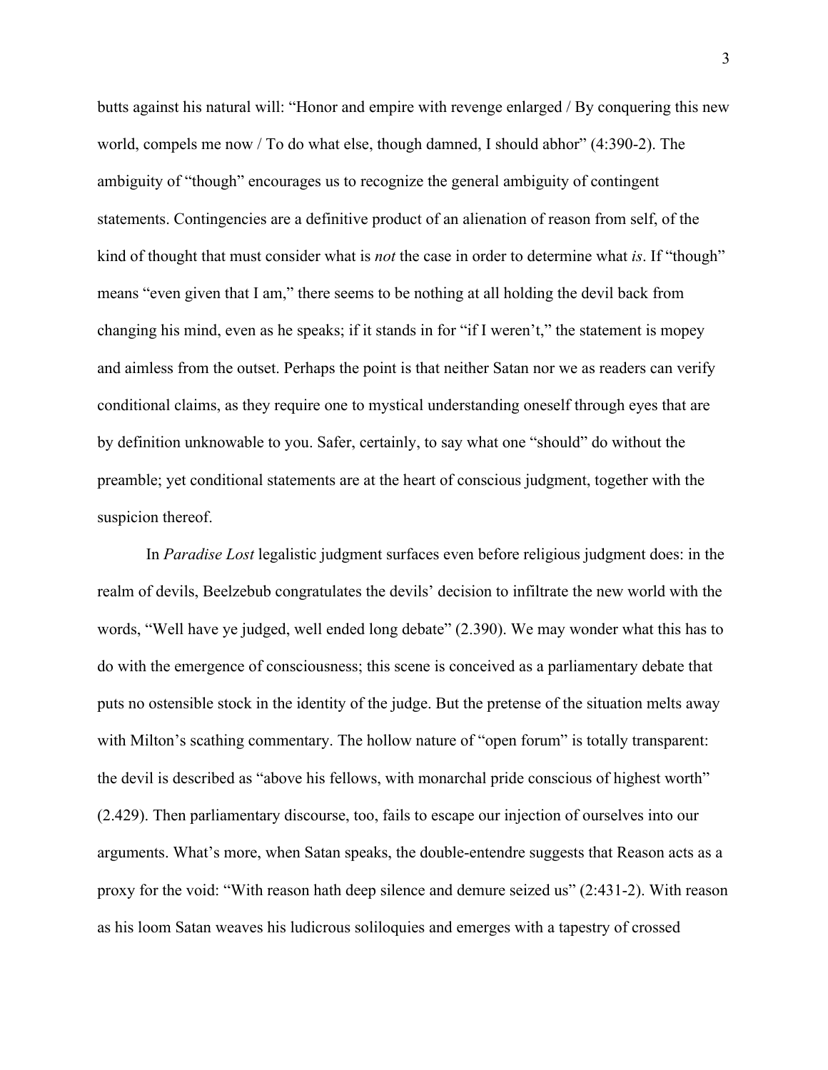butts against his natural will: "Honor and empire with revenge enlarged / By conquering this new world, compels me now / To do what else, though damned, I should abhor" (4:390-2). The ambiguity of "though" encourages us to recognize the general ambiguity of contingent statements. Contingencies are a definitive product of an alienation of reason from self, of the kind of thought that must consider what is *not* the case in order to determine what *is*. If "though" means "even given that I am," there seems to be nothing at all holding the devil back from changing his mind, even as he speaks; if it stands in for "if I weren't," the statement is mopey and aimless from the outset. Perhaps the point is that neither Satan nor we as readers can verify conditional claims, as they require one to mystical understanding oneself through eyes that are by definition unknowable to you. Safer, certainly, to say what one "should" do without the preamble; yet conditional statements are at the heart of conscious judgment, together with the suspicion thereof.

In *Paradise Lost* legalistic judgment surfaces even before religious judgment does: in the realm of devils, Beelzebub congratulates the devils' decision to infiltrate the new world with the words, "Well have ye judged, well ended long debate" (2.390). We may wonder what this has to do with the emergence of consciousness; this scene is conceived as a parliamentary debate that puts no ostensible stock in the identity of the judge. But the pretense of the situation melts away with Milton's scathing commentary. The hollow nature of "open forum" is totally transparent: the devil is described as "above his fellows, with monarchal pride conscious of highest worth" (2.429). Then parliamentary discourse, too, fails to escape our injection of ourselves into our arguments. What's more, when Satan speaks, the double-entendre suggests that Reason acts as a proxy for the void: "With reason hath deep silence and demure seized us" (2:431-2). With reason as his loom Satan weaves his ludicrous soliloquies and emerges with a tapestry of crossed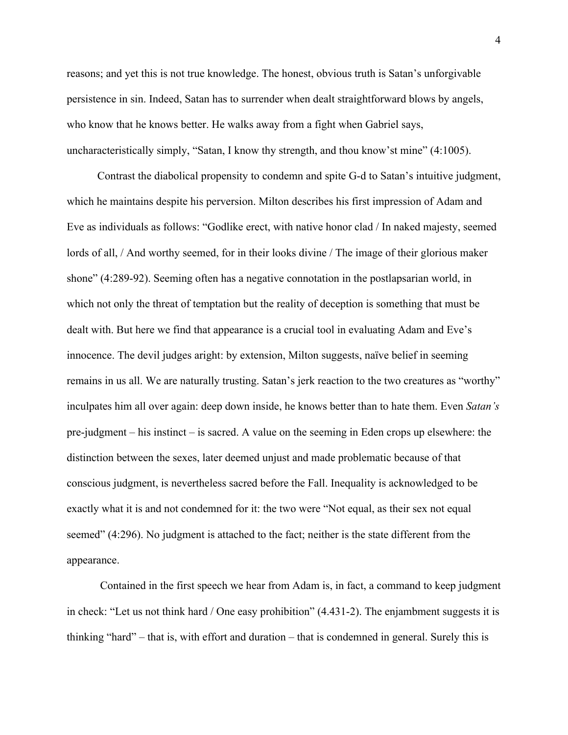reasons; and yet this is not true knowledge. The honest, obvious truth is Satan's unforgivable persistence in sin. Indeed, Satan has to surrender when dealt straightforward blows by angels, who know that he knows better. He walks away from a fight when Gabriel says, uncharacteristically simply, "Satan, I know thy strength, and thou know'st mine" (4:1005).

Contrast the diabolical propensity to condemn and spite G-d to Satan's intuitive judgment, which he maintains despite his perversion. Milton describes his first impression of Adam and Eve as individuals as follows: "Godlike erect, with native honor clad / In naked majesty, seemed lords of all, / And worthy seemed, for in their looks divine / The image of their glorious maker shone" (4:289-92). Seeming often has a negative connotation in the postlapsarian world, in which not only the threat of temptation but the reality of deception is something that must be dealt with. But here we find that appearance is a crucial tool in evaluating Adam and Eve's innocence. The devil judges aright: by extension, Milton suggests, naïve belief in seeming remains in us all. We are naturally trusting. Satan's jerk reaction to the two creatures as "worthy" inculpates him all over again: deep down inside, he knows better than to hate them. Even *Satan's* pre-judgment – his instinct – is sacred. A value on the seeming in Eden crops up elsewhere: the distinction between the sexes, later deemed unjust and made problematic because of that conscious judgment, is nevertheless sacred before the Fall. Inequality is acknowledged to be exactly what it is and not condemned for it: the two were "Not equal, as their sex not equal seemed" (4:296). No judgment is attached to the fact; neither is the state different from the appearance.

Contained in the first speech we hear from Adam is, in fact, a command to keep judgment in check: "Let us not think hard / One easy prohibition" (4.431-2). The enjambment suggests it is thinking "hard" – that is, with effort and duration – that is condemned in general. Surely this is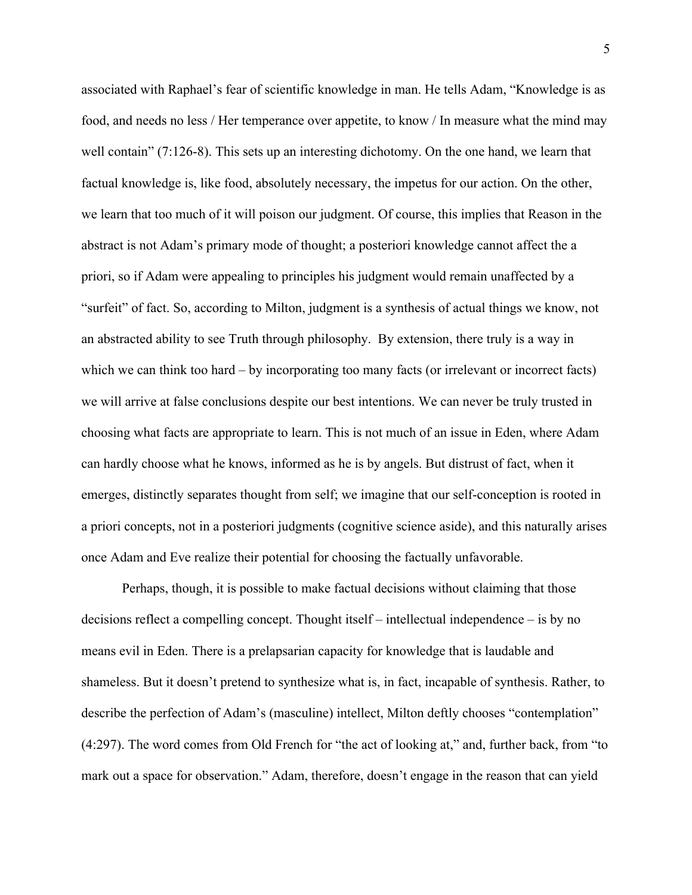associated with Raphael's fear of scientific knowledge in man. He tells Adam, "Knowledge is as food, and needs no less / Her temperance over appetite, to know / In measure what the mind may well contain" (7:126-8). This sets up an interesting dichotomy. On the one hand, we learn that factual knowledge is, like food, absolutely necessary, the impetus for our action. On the other, we learn that too much of it will poison our judgment. Of course, this implies that Reason in the abstract is not Adam's primary mode of thought; a posteriori knowledge cannot affect the a priori, so if Adam were appealing to principles his judgment would remain unaffected by a "surfeit" of fact. So, according to Milton, judgment is a synthesis of actual things we know, not an abstracted ability to see Truth through philosophy. By extension, there truly is a way in which we can think too hard – by incorporating too many facts (or irrelevant or incorrect facts) we will arrive at false conclusions despite our best intentions. We can never be truly trusted in choosing what facts are appropriate to learn. This is not much of an issue in Eden, where Adam can hardly choose what he knows, informed as he is by angels. But distrust of fact, when it emerges, distinctly separates thought from self; we imagine that our self-conception is rooted in a priori concepts, not in a posteriori judgments (cognitive science aside), and this naturally arises once Adam and Eve realize their potential for choosing the factually unfavorable.

Perhaps, though, it is possible to make factual decisions without claiming that those decisions reflect a compelling concept. Thought itself – intellectual independence – is by no means evil in Eden. There is a prelapsarian capacity for knowledge that is laudable and shameless. But it doesn't pretend to synthesize what is, in fact, incapable of synthesis. Rather, to describe the perfection of Adam's (masculine) intellect, Milton deftly chooses "contemplation" (4:297). The word comes from Old French for "the act of looking at," and, further back, from "to mark out a space for observation." Adam, therefore, doesn't engage in the reason that can yield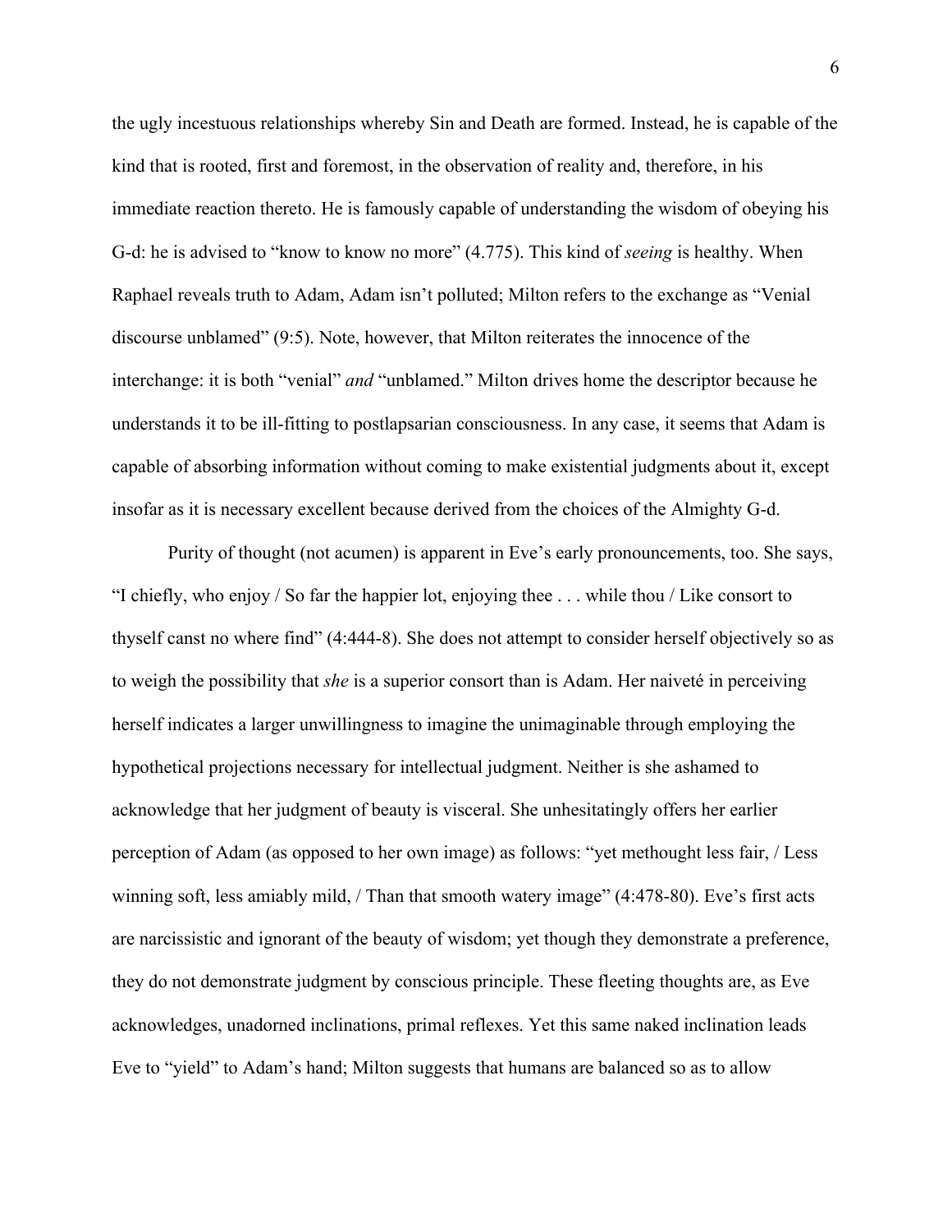the ugly incestuous relationships whereby Sin and Death are formed. Instead, he is capable of the kind that is rooted, first and foremost, in the observation of reality and, therefore, in his immediate reaction thereto. He is famously capable of understanding the wisdom of obeying his G-d: he is advised to "know to know no more" (4.775). This kind of *seeing* is healthy. When Raphael reveals truth to Adam, Adam isn't polluted; Milton refers to the exchange as "Venial discourse unblamed" (9:5). Note, however, that Milton reiterates the innocence of the interchange: it is both "venial" *and* "unblamed." Milton drives home the descriptor because he understands it to be ill-fitting to postlapsarian consciousness. In any case, it seems that Adam is capable of absorbing information without coming to make existential judgments about it, except insofar as it is necessary excellent because derived from the choices of the Almighty G-d.

Purity of thought (not acumen) is apparent in Eve's early pronouncements, too. She says, "I chiefly, who enjoy / So far the happier lot, enjoying thee . . . while thou / Like consort to thyself canst no where find" (4:444-8). She does not attempt to consider herself objectively so as to weigh the possibility that *she* is a superior consort than is Adam. Her naiveté in perceiving herself indicates a larger unwillingness to imagine the unimaginable through employing the hypothetical projections necessary for intellectual judgment. Neither is she ashamed to acknowledge that her judgment of beauty is visceral. She unhesitatingly offers her earlier perception of Adam (as opposed to her own image) as follows: "yet methought less fair, / Less winning soft, less amiably mild, / Than that smooth watery image" (4:478-80). Eve's first acts are narcissistic and ignorant of the beauty of wisdom; yet though they demonstrate a preference, they do not demonstrate judgment by conscious principle. These fleeting thoughts are, as Eve acknowledges, unadorned inclinations, primal reflexes. Yet this same naked inclination leads Eve to "yield" to Adam's hand; Milton suggests that humans are balanced so as to allow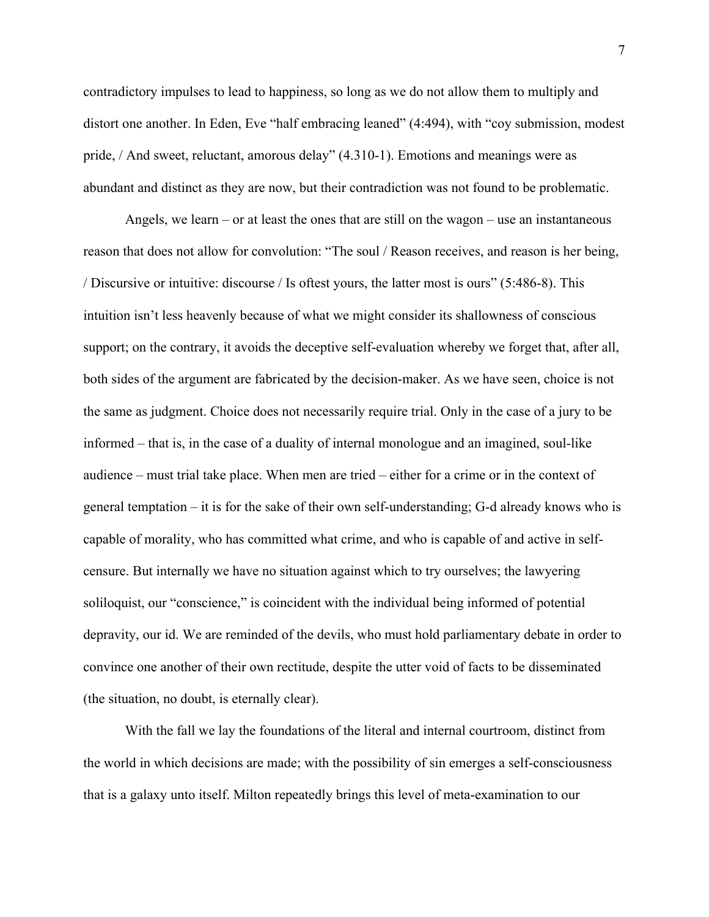contradictory impulses to lead to happiness, so long as we do not allow them to multiply and distort one another. In Eden, Eve "half embracing leaned" (4:494), with "coy submission, modest pride, / And sweet, reluctant, amorous delay" (4.310-1). Emotions and meanings were as abundant and distinct as they are now, but their contradiction was not found to be problematic.

Angels, we learn – or at least the ones that are still on the wagon – use an instantaneous reason that does not allow for convolution: "The soul / Reason receives, and reason is her being, / Discursive or intuitive: discourse / Is oftest yours, the latter most is ours" (5:486-8). This intuition isn't less heavenly because of what we might consider its shallowness of conscious support; on the contrary, it avoids the deceptive self-evaluation whereby we forget that, after all, both sides of the argument are fabricated by the decision-maker. As we have seen, choice is not the same as judgment. Choice does not necessarily require trial. Only in the case of a jury to be informed – that is, in the case of a duality of internal monologue and an imagined, soul-like audience – must trial take place. When men are tried – either for a crime or in the context of general temptation – it is for the sake of their own self-understanding; G-d already knows who is capable of morality, who has committed what crime, and who is capable of and active in self-censure. But internally we have no situation against which to try ourselves; the lawyering soliloquist, our "conscience," is coincident with the individual being informed of potential depravity, our id. We are reminded of the devils, who must hold parliamentary debate in order to convince one another of their own rectitude, despite the utter void of facts to be disseminated (the situation, no doubt, is eternally clear).

With the fall we lay the foundations of the literal and internal courtroom, distinct from the world in which decisions are made; with the possibility of sin emerges a self-consciousness that is a galaxy unto itself. Milton repeatedly brings this level of meta-examination to our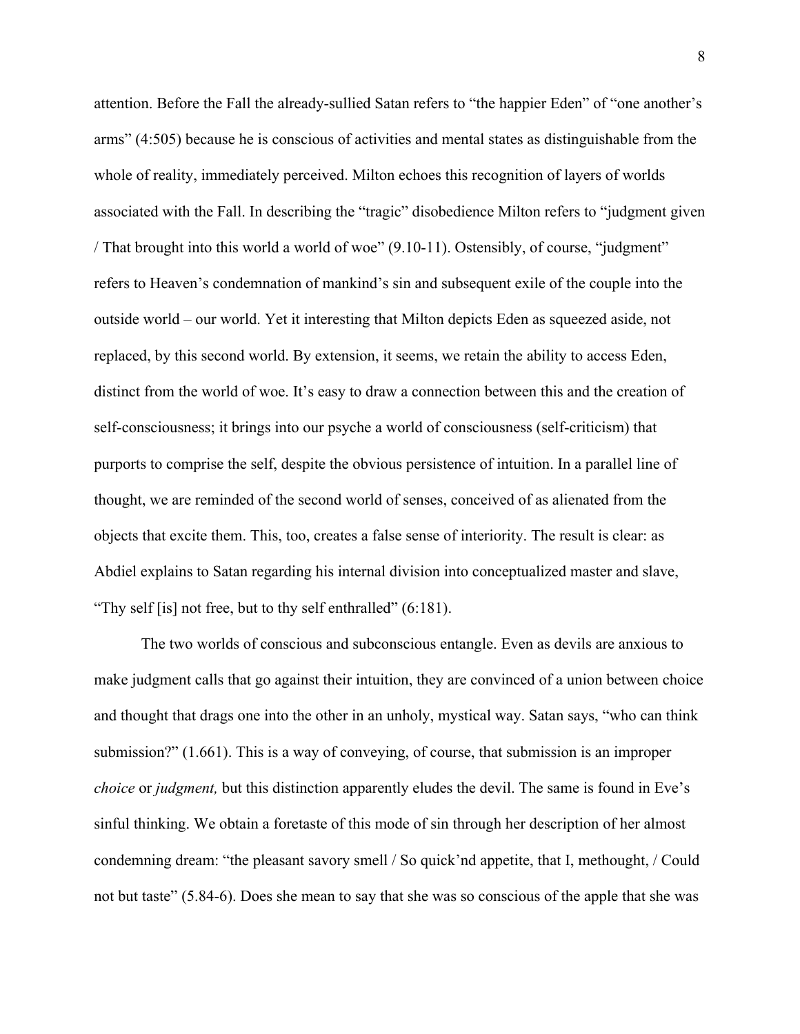attention. Before the Fall the already-sullied Satan refers to "the happier Eden" of "one another's arms" (4:505) because he is conscious of activities and mental states as distinguishable from the whole of reality, immediately perceived. Milton echoes this recognition of layers of worlds associated with the Fall. In describing the "tragic" disobedience Milton refers to "judgment given / That brought into this world a world of woe" (9.10-11). Ostensibly, of course, "judgment" refers to Heaven's condemnation of mankind's sin and subsequent exile of the couple into the outside world – our world. Yet it interesting that Milton depicts Eden as squeezed aside, not replaced, by this second world. By extension, it seems, we retain the ability to access Eden, distinct from the world of woe. It's easy to draw a connection between this and the creation of self-consciousness; it brings into our psyche a world of consciousness (self-criticism) that purports to comprise the self, despite the obvious persistence of intuition. In a parallel line of thought, we are reminded of the second world of senses, conceived of as alienated from the objects that excite them. This, too, creates a false sense of interiority. The result is clear: as Abdiel explains to Satan regarding his internal division into conceptualized master and slave, "Thy self [is] not free, but to thy self enthralled" (6:181).

The two worlds of conscious and subconscious entangle. Even as devils are anxious to make judgment calls that go against their intuition, they are convinced of a union between choice and thought that drags one into the other in an unholy, mystical way. Satan says, "who can think submission?" (1.661). This is a way of conveying, of course, that submission is an improper *choice* or *judgment,* but this distinction apparently eludes the devil. The same is found in Eve's sinful thinking. We obtain a foretaste of this mode of sin through her description of her almost condemning dream: "the pleasant savory smell / So quick'nd appetite, that I, methought, / Could not but taste" (5.84-6). Does she mean to say that she was so conscious of the apple that she was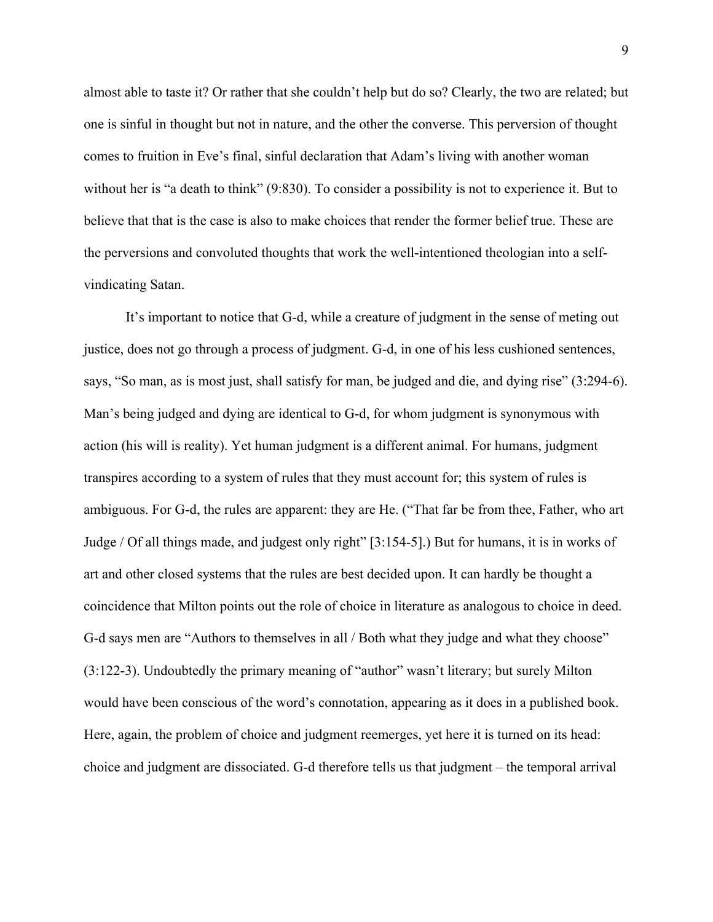almost able to taste it? Or rather that she couldn't help but do so? Clearly, the two are related; but one is sinful in thought but not in nature, and the other the converse. This perversion of thought comes to fruition in Eve's final, sinful declaration that Adam's living with another woman without her is "a death to think" (9:830). To consider a possibility is not to experience it. But to believe that that is the case is also to make choices that render the former belief true. These are the perversions and convoluted thoughts that work the well-intentioned theologian into a self-vindicating Satan.

It's important to notice that G-d, while a creature of judgment in the sense of meting out justice, does not go through a process of judgment. G-d, in one of his less cushioned sentences, says, "So man, as is most just, shall satisfy for man, be judged and die, and dying rise" (3:294-6). Man's being judged and dying are identical to G-d, for whom judgment is synonymous with action (his will is reality). Yet human judgment is a different animal. For humans, judgment transpires according to a system of rules that they must account for; this system of rules is ambiguous. For G-d, the rules are apparent: they are He. ("That far be from thee, Father, who art Judge / Of all things made, and judgest only right" [3:154-5].) But for humans, it is in works of art and other closed systems that the rules are best decided upon. It can hardly be thought a coincidence that Milton points out the role of choice in literature as analogous to choice in deed. G-d says men are "Authors to themselves in all / Both what they judge and what they choose" (3:122-3). Undoubtedly the primary meaning of "author" wasn't literary; but surely Milton would have been conscious of the word's connotation, appearing as it does in a published book. Here, again, the problem of choice and judgment reemerges, yet here it is turned on its head: choice and judgment are dissociated. G-d therefore tells us that judgment – the temporal arrival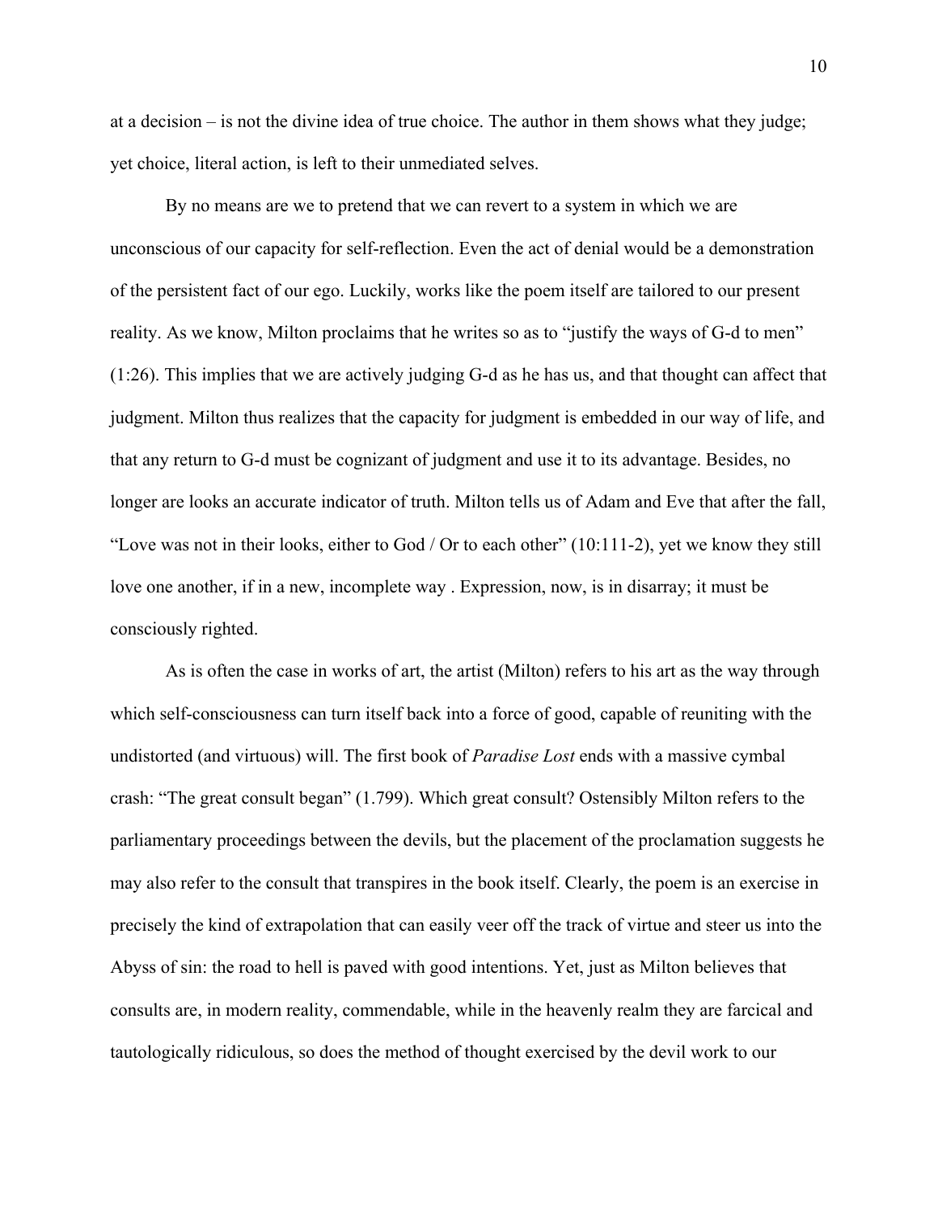at a decision – is not the divine idea of true choice. The author in them shows what they judge; yet choice, literal action, is left to their unmediated selves.

By no means are we to pretend that we can revert to a system in which we are unconscious of our capacity for self-reflection. Even the act of denial would be a demonstration of the persistent fact of our ego. Luckily, works like the poem itself are tailored to our present reality. As we know, Milton proclaims that he writes so as to "justify the ways of G-d to men" (1:26). This implies that we are actively judging G-d as he has us, and that thought can affect that judgment. Milton thus realizes that the capacity for judgment is embedded in our way of life, and that any return to G-d must be cognizant of judgment and use it to its advantage. Besides, no longer are looks an accurate indicator of truth. Milton tells us of Adam and Eve that after the fall, "Love was not in their looks, either to God / Or to each other" (10:111-2), yet we know they still love one another, if in a new, incomplete way . Expression, now, is in disarray; it must be consciously righted.

As is often the case in works of art, the artist (Milton) refers to his art as the way through which self-consciousness can turn itself back into a force of good, capable of reuniting with the undistorted (and virtuous) will. The first book of *Paradise Lost* ends with a massive cymbal crash: "The great consult began" (1.799). Which great consult? Ostensibly Milton refers to the parliamentary proceedings between the devils, but the placement of the proclamation suggests he may also refer to the consult that transpires in the book itself. Clearly, the poem is an exercise in precisely the kind of extrapolation that can easily veer off the track of virtue and steer us into the Abyss of sin: the road to hell is paved with good intentions. Yet, just as Milton believes that consults are, in modern reality, commendable, while in the heavenly realm they are farcical and tautologically ridiculous, so does the method of thought exercised by the devil work to our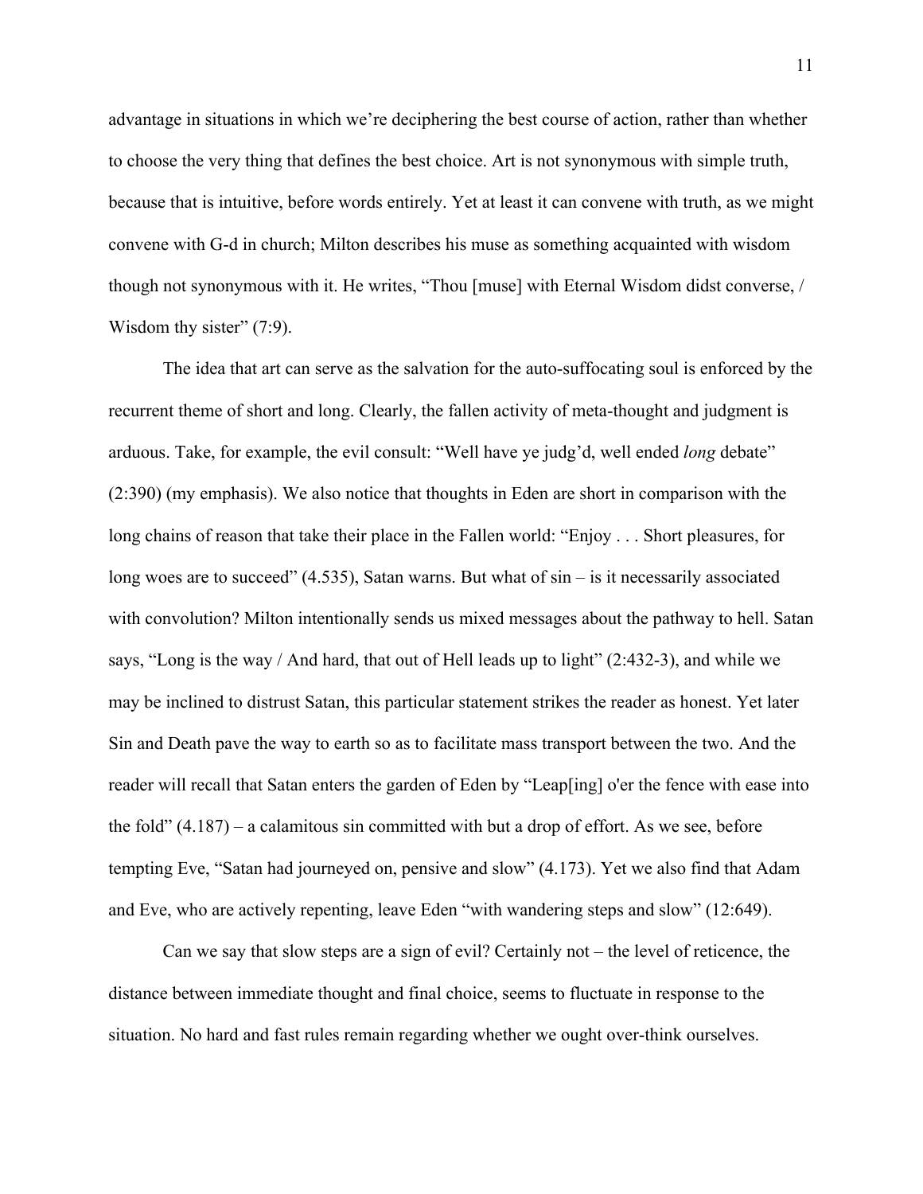advantage in situations in which we're deciphering the best course of action, rather than whether to choose the very thing that defines the best choice. Art is not synonymous with simple truth, because that is intuitive, before words entirely. Yet at least it can convene with truth, as we might convene with G-d in church; Milton describes his muse as something acquainted with wisdom though not synonymous with it. He writes, "Thou [muse] with Eternal Wisdom didst converse, / Wisdom thy sister" (7:9).

The idea that art can serve as the salvation for the auto-suffocating soul is enforced by the recurrent theme of short and long. Clearly, the fallen activity of meta-thought and judgment is arduous. Take, for example, the evil consult: "Well have ye judg'd, well ended *long* debate" (2:390) (my emphasis). We also notice that thoughts in Eden are short in comparison with the long chains of reason that take their place in the Fallen world: "Enjoy . . . Short pleasures, for long woes are to succeed" (4.535), Satan warns. But what of sin – is it necessarily associated with convolution? Milton intentionally sends us mixed messages about the pathway to hell. Satan says, "Long is the way / And hard, that out of Hell leads up to light" (2:432-3), and while we may be inclined to distrust Satan, this particular statement strikes the reader as honest. Yet later Sin and Death pave the way to earth so as to facilitate mass transport between the two. And the reader will recall that Satan enters the garden of Eden by "Leap[ing] o'er the fence with ease into the fold" (4.187) – a calamitous sin committed with but a drop of effort. As we see, before tempting Eve, "Satan had journeyed on, pensive and slow" (4.173). Yet we also find that Adam and Eve, who are actively repenting, leave Eden "with wandering steps and slow" (12:649).

Can we say that slow steps are a sign of evil? Certainly not – the level of reticence, the distance between immediate thought and final choice, seems to fluctuate in response to the situation. No hard and fast rules remain regarding whether we ought over-think ourselves.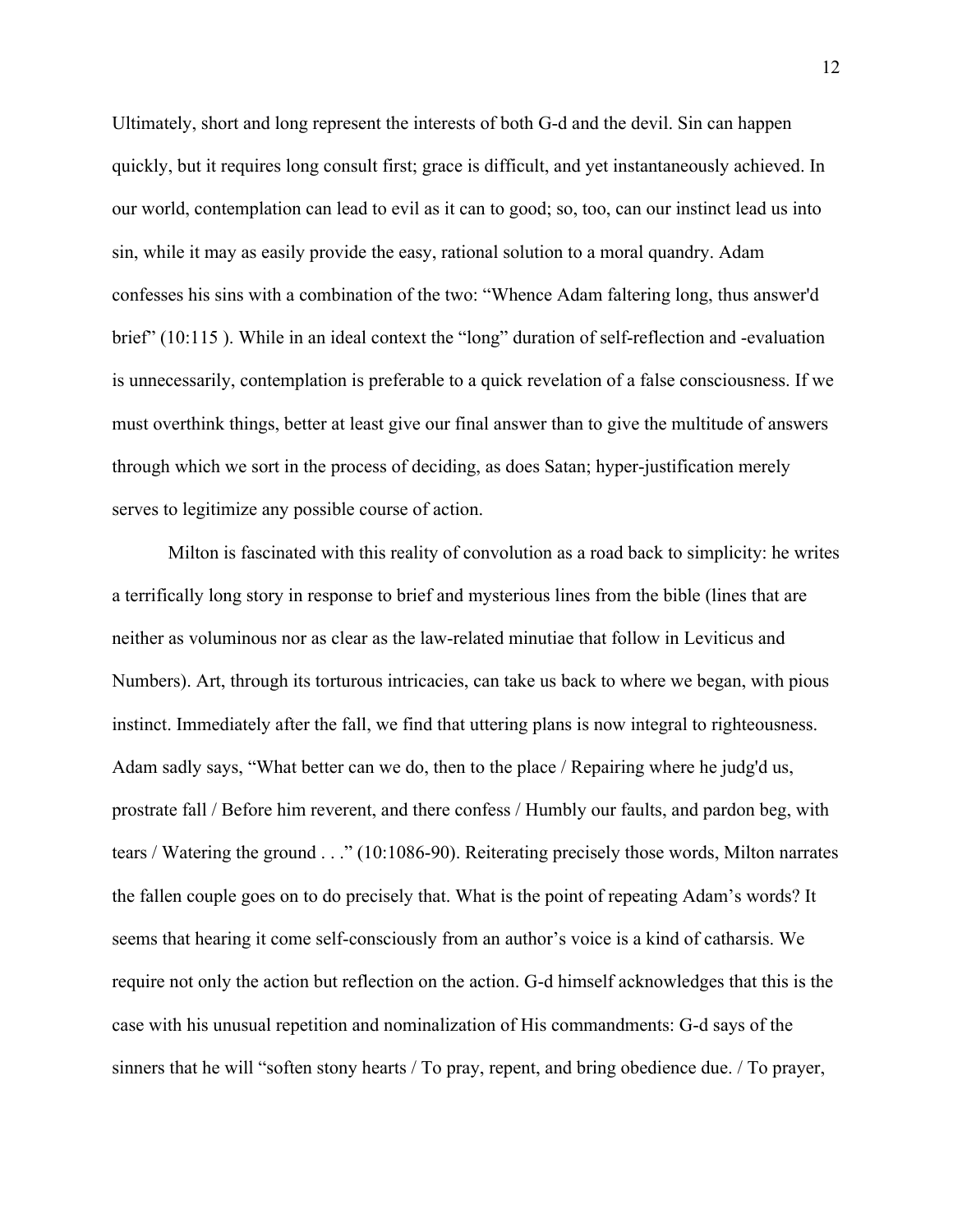Ultimately, short and long represent the interests of both G-d and the devil. Sin can happen quickly, but it requires long consult first; grace is difficult, and yet instantaneously achieved. In our world, contemplation can lead to evil as it can to good; so, too, can our instinct lead us into sin, while it may as easily provide the easy, rational solution to a moral quandry. Adam confesses his sins with a combination of the two: "Whence Adam faltering long, thus answer'd brief" (10:115 ). While in an ideal context the "long" duration of self-reflection and -evaluation is unnecessarily, contemplation is preferable to a quick revelation of a false consciousness. If we must overthink things, better at least give our final answer than to give the multitude of answers through which we sort in the process of deciding, as does Satan; hyper-justification merely serves to legitimize any possible course of action.

Milton is fascinated with this reality of convolution as a road back to simplicity: he writes a terrifically long story in response to brief and mysterious lines from the bible (lines that are neither as voluminous nor as clear as the law-related minutiae that follow in Leviticus and Numbers). Art, through its torturous intricacies, can take us back to where we began, with pious instinct. Immediately after the fall, we find that uttering plans is now integral to righteousness. Adam sadly says, "What better can we do, then to the place / Repairing where he judg'd us, prostrate fall / Before him reverent, and there confess / Humbly our faults, and pardon beg, with tears / Watering the ground . . ." (10:1086-90). Reiterating precisely those words, Milton narrates the fallen couple goes on to do precisely that. What is the point of repeating Adam's words? It seems that hearing it come self-consciously from an author's voice is a kind of catharsis. We require not only the action but reflection on the action. G-d himself acknowledges that this is the case with his unusual repetition and nominalization of His commandments: G-d says of the sinners that he will "soften stony hearts / To pray, repent, and bring obedience due. / To prayer,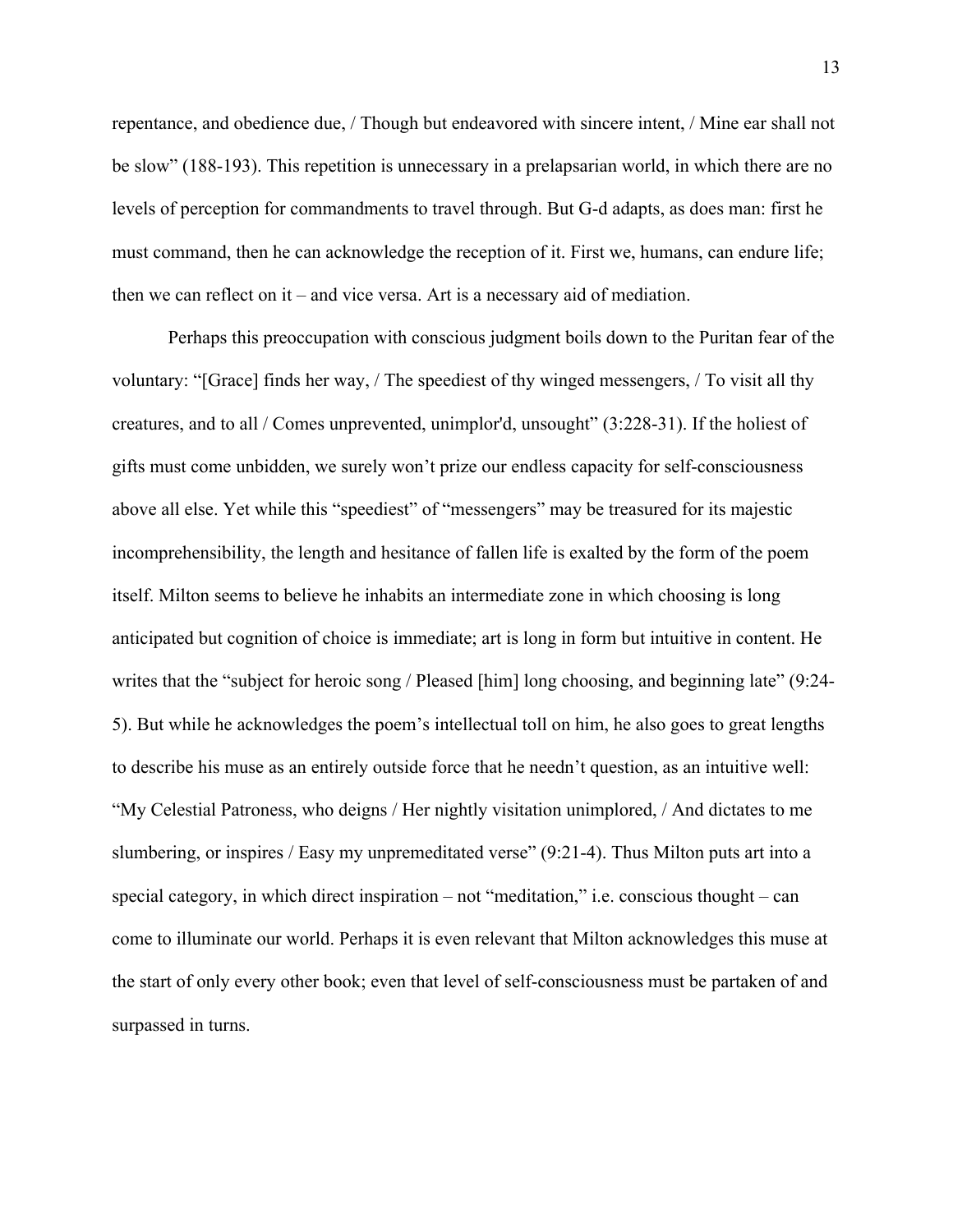repentance, and obedience due, / Though but endeavored with sincere intent, / Mine ear shall not be slow" (188-193). This repetition is unnecessary in a prelapsarian world, in which there are no levels of perception for commandments to travel through. But G-d adapts, as does man: first he must command, then he can acknowledge the reception of it. First we, humans, can endure life; then we can reflect on it – and vice versa. Art is a necessary aid of mediation.

Perhaps this preoccupation with conscious judgment boils down to the Puritan fear of the voluntary: "[Grace] finds her way, / The speediest of thy winged messengers, / To visit all thy creatures, and to all / Comes unprevented, unimplor'd, unsought" (3:228-31). If the holiest of gifts must come unbidden, we surely won't prize our endless capacity for self-consciousness above all else. Yet while this "speediest" of "messengers" may be treasured for its majestic incomprehensibility, the length and hesitance of fallen life is exalted by the form of the poem itself. Milton seems to believe he inhabits an intermediate zone in which choosing is long anticipated but cognition of choice is immediate; art is long in form but intuitive in content. He writes that the "subject for heroic song / Pleased [him] long choosing, and beginning late" (9:24-5). But while he acknowledges the poem's intellectual toll on him, he also goes to great lengths to describe his muse as an entirely outside force that he needn't question, as an intuitive well: "My Celestial Patroness, who deigns / Her nightly visitation unimplored, / And dictates to me slumbering, or inspires / Easy my unpremeditated verse" (9:21-4). Thus Milton puts art into a special category, in which direct inspiration – not "meditation," i.e. conscious thought – can come to illuminate our world. Perhaps it is even relevant that Milton acknowledges this muse at the start of only every other book; even that level of self-consciousness must be partaken of and surpassed in turns.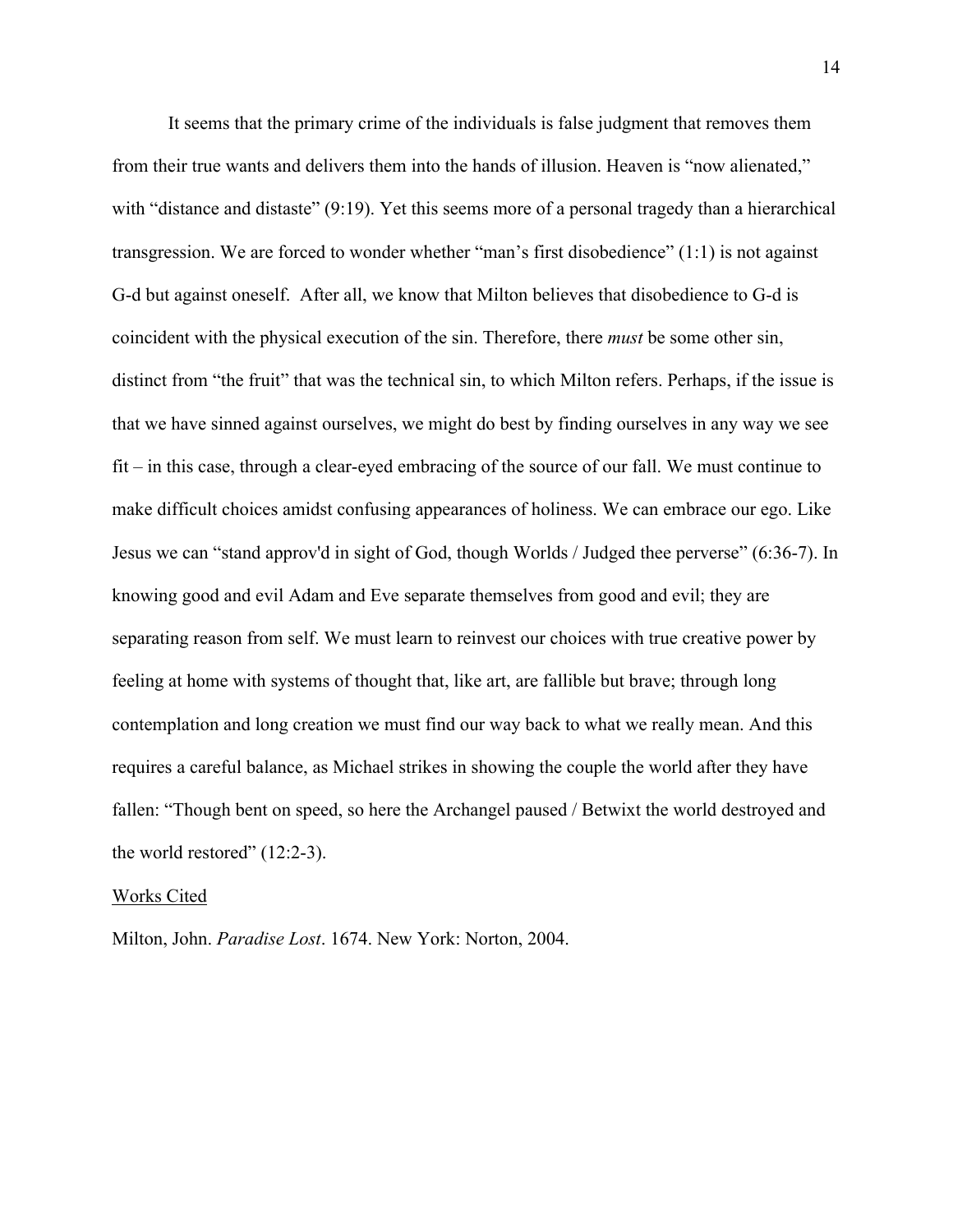It seems that the primary crime of the individuals is false judgment that removes them from their true wants and delivers them into the hands of illusion. Heaven is "now alienated," with "distance and distaste" (9:19). Yet this seems more of a personal tragedy than a hierarchical transgression. We are forced to wonder whether "man's first disobedience" (1:1) is not against G-d but against oneself. After all, we know that Milton believes that disobedience to G-d is coincident with the physical execution of the sin. Therefore, there *must* be some other sin, distinct from "the fruit" that was the technical sin, to which Milton refers. Perhaps, if the issue is that we have sinned against ourselves, we might do best by finding ourselves in any way we see fit – in this case, through a clear-eyed embracing of the source of our fall. We must continue to make difficult choices amidst confusing appearances of holiness. We can embrace our ego. Like Jesus we can "stand approv'd in sight of God, though Worlds / Judged thee perverse" (6:36-7). In knowing good and evil Adam and Eve separate themselves from good and evil; they are separating reason from self. We must learn to reinvest our choices with true creative power by feeling at home with systems of thought that, like art, are fallible but brave; through long contemplation and long creation we must find our way back to what we really mean. And this requires a careful balance, as Michael strikes in showing the couple the world after they have fallen: "Though bent on speed, so here the Archangel paused / Betwixt the world destroyed and the world restored" (12:2-3).

<u>Works Cited</u>

Milton, John. *Paradise Lost*. 1674. New York: Norton, 2004.